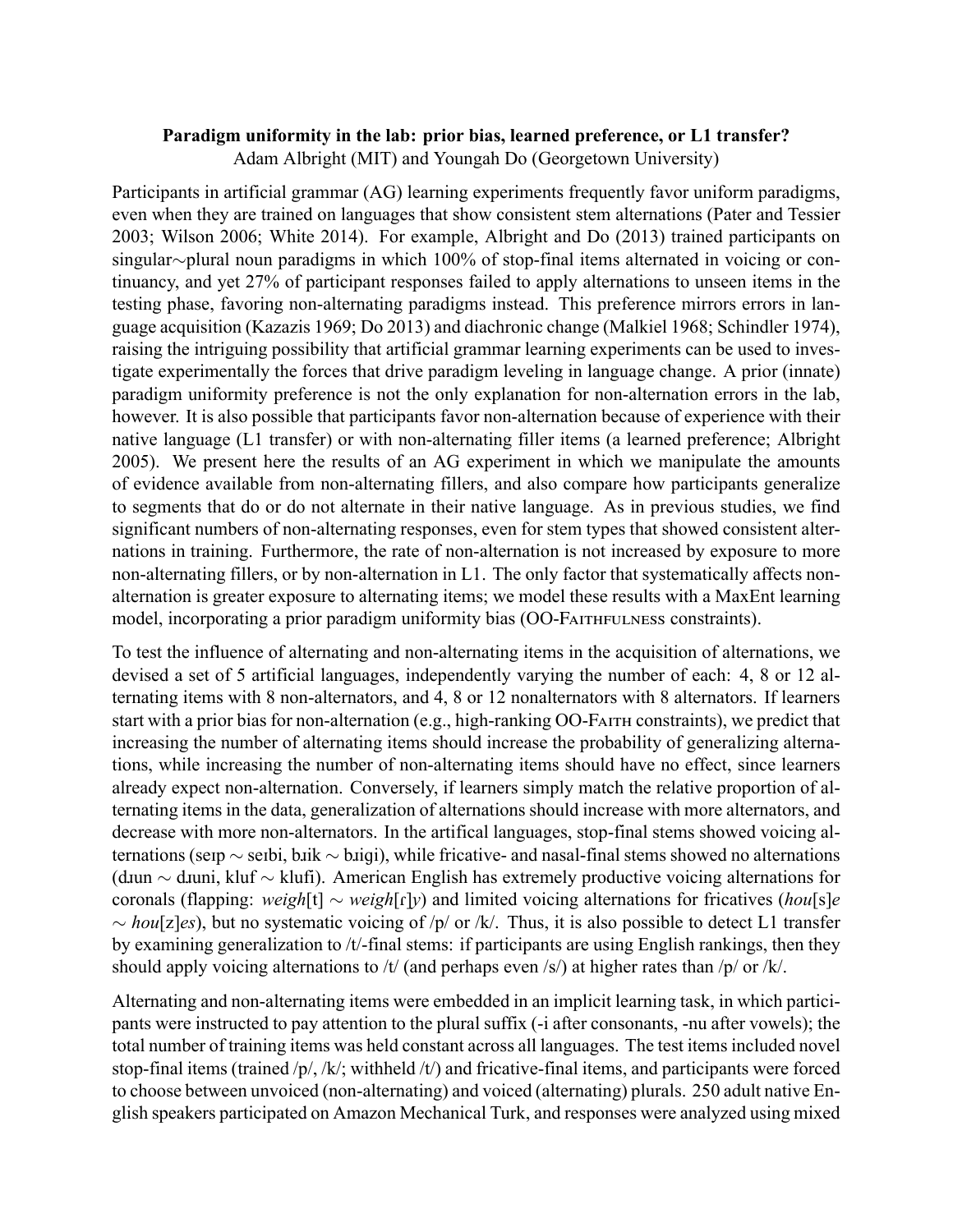**Paradigm uniformity in the lab: prior bias, learned preference, or L1 transfer?**
Adam Albright (MIT) and Youngah Do (Georgetown University)

Participants in artificial grammar (AG) learning experiments frequently favor uniform paradigms, even when they are trained on languages that show consistent stem alternations (Pater and Tessier 2003; Wilson 2006; White 2014). For example, Albright and Do (2013) trained participants on singular∼plural noun paradigms in which 100% of stop-final items alternated in voicing or continuancy, and yet 27% of participant responses failed to apply alternations to unseen items in the testing phase, favoring non-alternating paradigms instead. This preference mirrors errors in language acquisition (Kazazis 1969; Do 2013) and diachronic change (Malkiel 1968; Schindler 1974), raising the intriguing possibility that artificial grammar learning experiments can be used to investigate experimentally the forces that drive paradigm leveling in language change. A prior (innate) paradigm uniformity preference is not the only explanation for non-alternation errors in the lab, however. It is also possible that participants favor non-alternation because of experience with their native language (L1 transfer) or with non-alternating filler items (a learned preference; Albright 2005). We present here the results of an AG experiment in which we manipulate the amounts of evidence available from non-alternating fillers, and also compare how participants generalize to segments that do or do not alternate in their native language. As in previous studies, we find significant numbers of non-alternating responses, even for stem types that showed consistent alternations in training. Furthermore, the rate of non-alternation is not increased by exposure to more non-alternating fillers, or by non-alternation in L1. The only factor that systematically affects non-alternation is greater exposure to alternating items; we model these results with a MaxEnt learning model, incorporating a prior paradigm uniformity bias (OO-Faithfulness constraints).

To test the influence of alternating and non-alternating items in the acquisition of alternations, we devised a set of 5 artificial languages, independently varying the number of each: 4, 8 or 12 alternating items with 8 non-alternators, and 4, 8 or 12 nonalternators with 8 alternators. If learners start with a prior bias for non-alternation (e.g., high-ranking OO-Faith constraints), we predict that increasing the number of alternating items should increase the probability of generalizing alternations, while increasing the number of non-alternating items should have no effect, since learners already expect non-alternation. Conversely, if learners simply match the relative proportion of alternating items in the data, generalization of alternations should increase with more alternators, and decrease with more non-alternators. In the artifical languages, stop-final stems showed voicing alternations (seɪp ∼ seɪbi, bɹik ∼ bɹigi), while fricative- and nasal-final stems showed no alternations (dɹun ∼ dɹuni, kluf ∼ klufi). American English has extremely productive voicing alternations for coronals (flapping: *weigh*[t] ∼ *weigh*[ɾ]*y*) and limited voicing alternations for fricatives (*hou*[s]*e* ∼ *hou*[z]*es*), but no systematic voicing of /p/ or /k/. Thus, it is also possible to detect L1 transfer by examining generalization to /t/-final stems: if participants are using English rankings, then they should apply voicing alternations to /t/ (and perhaps even /s/) at higher rates than /p/ or /k/.

Alternating and non-alternating items were embedded in an implicit learning task, in which participants were instructed to pay attention to the plural suffix (-i after consonants, -nu after vowels); the total number of training items was held constant across all languages. The test items included novel stop-final items (trained /p/, /k/; withheld /t/) and fricative-final items, and participants were forced to choose between unvoiced (non-alternating) and voiced (alternating) plurals. 250 adult native English speakers participated on Amazon Mechanical Turk, and responses were analyzed using mixed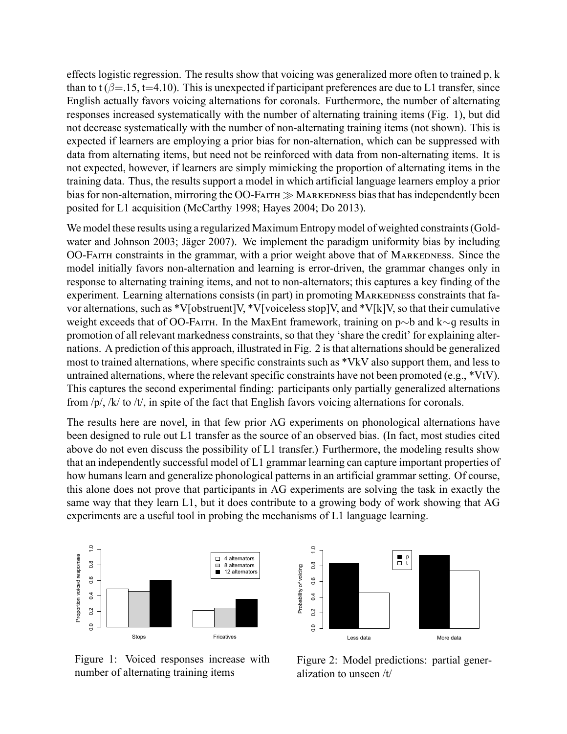effects logistic regression. The results show that voicing was generalized more often to trained p, k than to t ($\beta$=.15, t=4.10). This is unexpected if participant preferences are due to L1 transfer, since English actually favors voicing alternations for coronals. Furthermore, the number of alternating responses increased systematically with the number of alternating training items (Fig. 1), but did not decrease systematically with the number of non-alternating training items (not shown). This is expected if learners are employing a prior bias for non-alternation, which can be suppressed with data from alternating items, but need not be reinforced with data from non-alternating items. It is not expected, however, if learners are simply mimicking the proportion of alternating items in the training data. Thus, the results support a model in which artificial language learners employ a prior bias for non-alternation, mirroring the OO-FAITH $\gg$ MARKEDNESS bias that has independently been posited for L1 acquisition (McCarthy 1998; Hayes 2004; Do 2013).

We model these results using a regularized Maximum Entropy model of weighted constraints (Goldwater and Johnson 2003; Jäger 2007). We implement the paradigm uniformity bias by including OO-FAITH constraints in the grammar, with a prior weight above that of MARKEDNESS. Since the model initially favors non-alternation and learning is error-driven, the grammar changes only in response to alternating training items, and not to non-alternators; this captures a key finding of the experiment. Learning alternations consists (in part) in promoting MARKEDNESS constraints that favor alternations, such as *V[obstruent]V, *V[voiceless stop]V, and *V[k]V, so that their cumulative weight exceeds that of OO-FAITH. In the MaxEnt framework, training on p∼b and k∼g results in promotion of all relevant markedness constraints, so that they 'share the credit' for explaining alternations. A prediction of this approach, illustrated in Fig. 2 is that alternations should be generalized most to trained alternations, where specific constraints such as *VkV also support them, and less to untrained alternations, where the relevant specific constraints have not been promoted (e.g., *VtV). This captures the second experimental finding: participants only partially generalized alternations from /p/, /k/ to /t/, in spite of the fact that English favors voicing alternations for coronals.

The results here are novel, in that few prior AG experiments on phonological alternations have been designed to rule out L1 transfer as the source of an observed bias. (In fact, most studies cited above do not even discuss the possibility of L1 transfer.) Furthermore, the modeling results show that an independently successful model of L1 grammar learning can capture important properties of how humans learn and generalize phonological patterns in an artificial grammar setting. Of course, this alone does not prove that participants in AG experiments are solving the task in exactly the same way that they learn L1, but it does contribute to a growing body of work showing that AG experiments are a useful tool in probing the mechanisms of L1 language learning.

Proportion voiced responses
1.0
0.8
0.6
0.4
0.2
0.0
4 alternators
8 alternators
12 alternators
Stops
Fricatives

Figure 1: Voiced responses increase with number of alternating training items

Probability of voicing
1.0
0.8
0.6
0.4
0.2
0.0
p
t
Less data
More data

Figure 2: Model predictions: partial generalization to unseen /t/